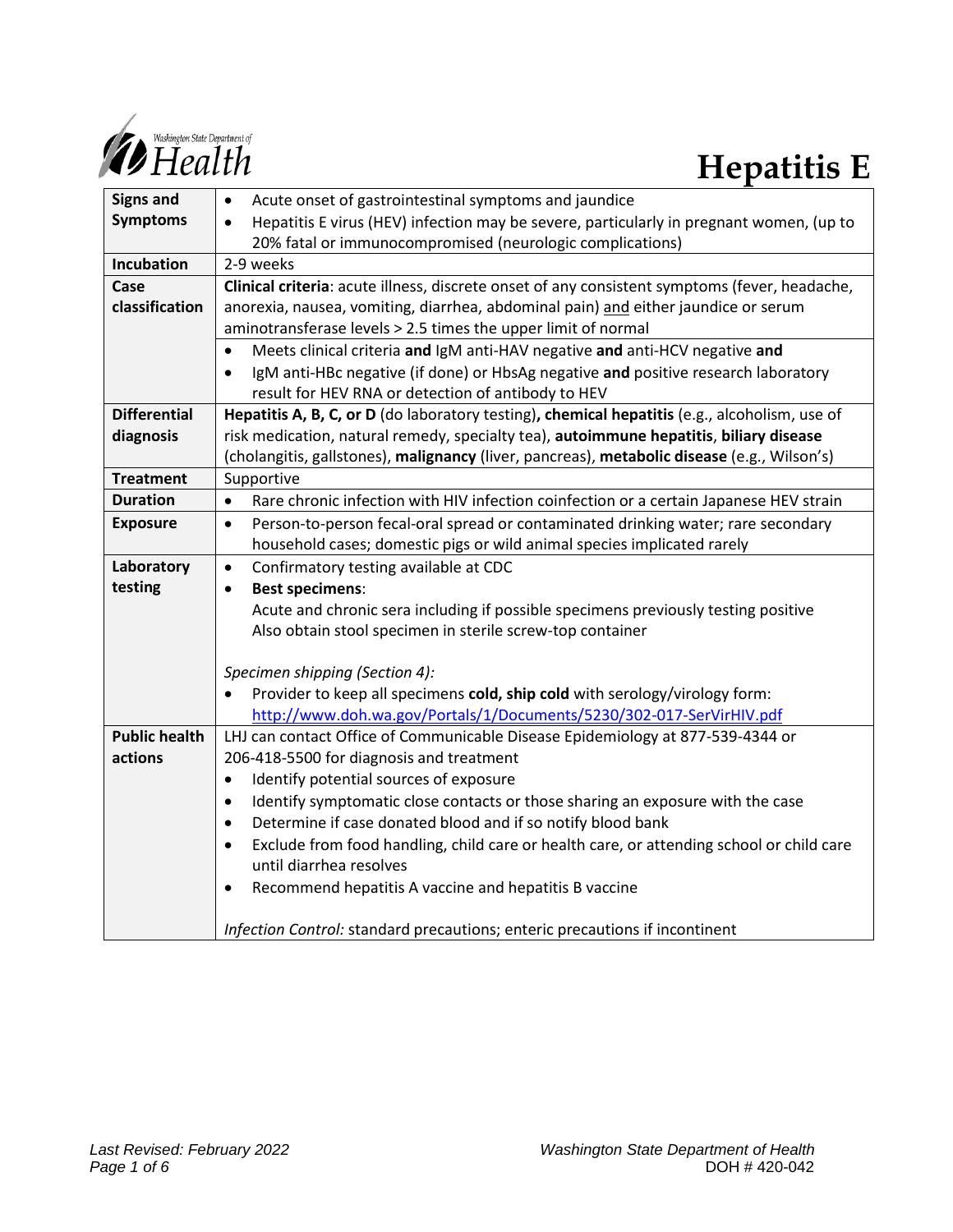# Hepatitis E

| | |
|---|---|
| **Signs and Symptoms** | • Acute onset of gastrointestinal symptoms and jaundice<br>• Hepatitis E virus (HEV) infection may be severe, particularly in pregnant women, (up to 20% fatal or immunocompromised (neurologic complications) |
| **Incubation** | 2-9 weeks |
| **Case classification** | **Clinical criteria**: acute illness, discrete onset of any consistent symptoms (fever, headache, anorexia, nausea, vomiting, diarrhea, abdominal pain) and either jaundice or serum aminotransferase levels > 2.5 times the upper limit of normal<br>• Meets clinical criteria **and** IgM anti-HAV negative **and** anti-HCV negative **and**<br>• IgM anti-HBc negative (if done) or HbsAg negative **and** positive research laboratory result for HEV RNA or detection of antibody to HEV |
| **Differential diagnosis** | **Hepatitis A, B, C, or D** (do laboratory testing)**, chemical hepatitis** (e.g., alcoholism, use of risk medication, natural remedy, specialty tea), **autoimmune hepatitis**, **biliary disease** (cholangitis, gallstones), **malignancy** (liver, pancreas), **metabolic disease** (e.g., Wilson's) |
| **Treatment** | Supportive |
| **Duration** | • Rare chronic infection with HIV infection coinfection or a certain Japanese HEV strain |
| **Exposure** | • Person-to-person fecal-oral spread or contaminated drinking water; rare secondary household cases; domestic pigs or wild animal species implicated rarely |
| **Laboratory testing** | • Confirmatory testing available at CDC<br>• **Best specimens**:<br>Acute and chronic sera including if possible specimens previously testing positive<br>Also obtain stool specimen in sterile screw-top container<br><br>*Specimen shipping (Section 4):*<br>• Provider to keep all specimens **cold, ship cold** with serology/virology form: http://www.doh.wa.gov/Portals/1/Documents/5230/302-017-SerVirHIV.pdf |
| **Public health actions** | LHJ can contact Office of Communicable Disease Epidemiology at 877-539-4344 or 206-418-5500 for diagnosis and treatment<br>• Identify potential sources of exposure<br>• Identify symptomatic close contacts or those sharing an exposure with the case<br>• Determine if case donated blood and if so notify blood bank<br>• Exclude from food handling, child care or health care, or attending school or child care until diarrhea resolves<br>• Recommend hepatitis A vaccine and hepatitis B vaccine<br><br>*Infection Control:* standard precautions; enteric precautions if incontinent |

*Last Revised: February 2022*

Washington State Department of Health
DOH # 420-042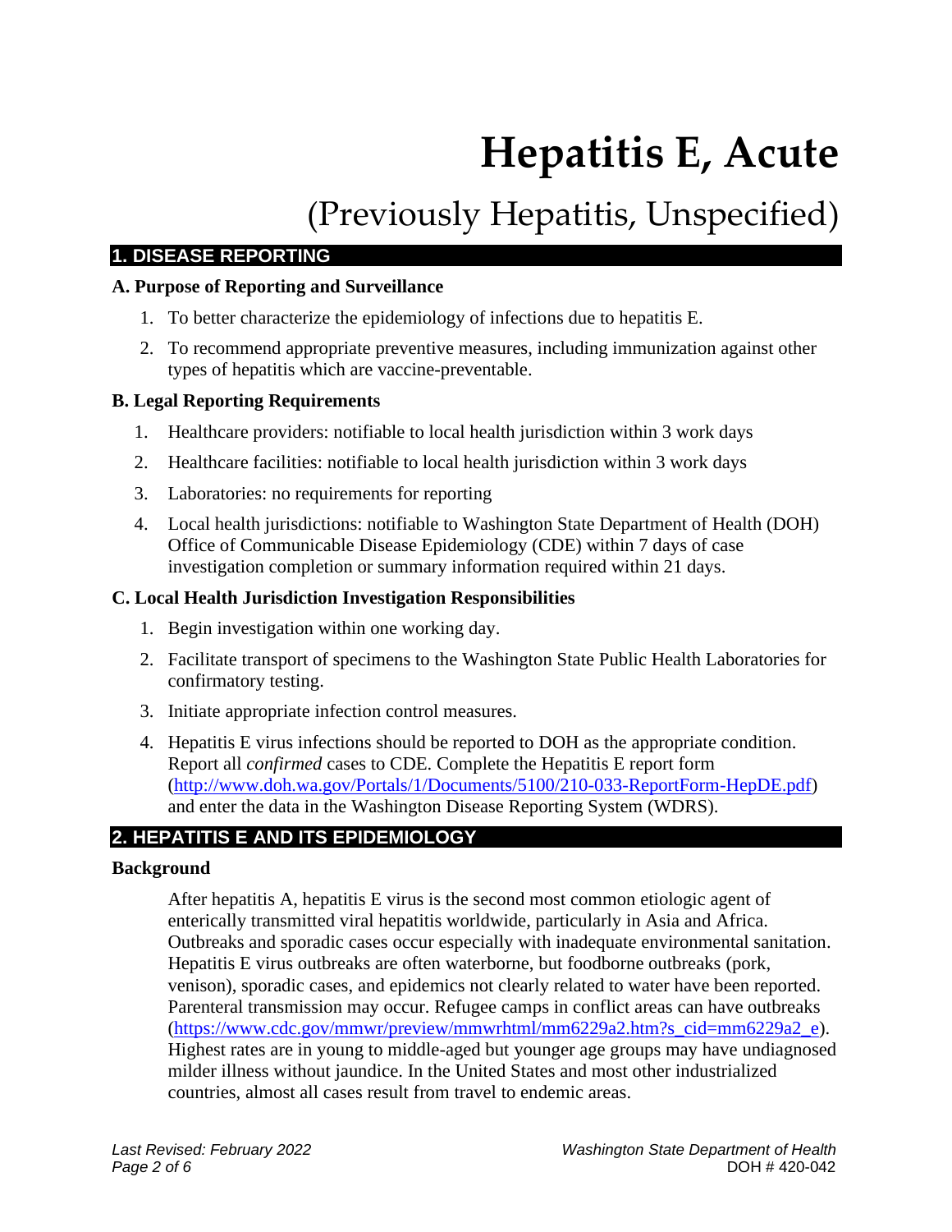# Hepatitis E, Acute

## (Previously Hepatitis, Unspecified)

## 1. DISEASE REPORTING

### A. Purpose of Reporting and Surveillance

1. To better characterize the epidemiology of infections due to hepatitis E.
2. To recommend appropriate preventive measures, including immunization against other types of hepatitis which are vaccine-preventable.

### B. Legal Reporting Requirements

1. Healthcare providers: notifiable to local health jurisdiction within 3 work days
2. Healthcare facilities: notifiable to local health jurisdiction within 3 work days
3. Laboratories: no requirements for reporting
4. Local health jurisdictions: notifiable to Washington State Department of Health (DOH) Office of Communicable Disease Epidemiology (CDE) within 7 days of case investigation completion or summary information required within 21 days.

### C. Local Health Jurisdiction Investigation Responsibilities

1. Begin investigation within one working day.
2. Facilitate transport of specimens to the Washington State Public Health Laboratories for confirmatory testing.
3. Initiate appropriate infection control measures.
4. Hepatitis E virus infections should be reported to DOH as the appropriate condition. Report all *confirmed* cases to CDE. Complete the Hepatitis E report form (http://www.doh.wa.gov/Portals/1/Documents/5100/210-033-ReportForm-HepDE.pdf) and enter the data in the Washington Disease Reporting System (WDRS).

## 2. HEPATITIS E AND ITS EPIDEMIOLOGY

### Background

After hepatitis A, hepatitis E virus is the second most common etiologic agent of enterically transmitted viral hepatitis worldwide, particularly in Asia and Africa. Outbreaks and sporadic cases occur especially with inadequate environmental sanitation. Hepatitis E virus outbreaks are often waterborne, but foodborne outbreaks (pork, venison), sporadic cases, and epidemics not clearly related to water have been reported. Parenteral transmission may occur. Refugee camps in conflict areas can have outbreaks (https://www.cdc.gov/mmwr/preview/mmwrhtml/mm6229a2.htm?s_cid=mm6229a2_e). Highest rates are in young to middle-aged but younger age groups may have undiagnosed milder illness without jaundice. In the United States and most other industrialized countries, almost all cases result from travel to endemic areas.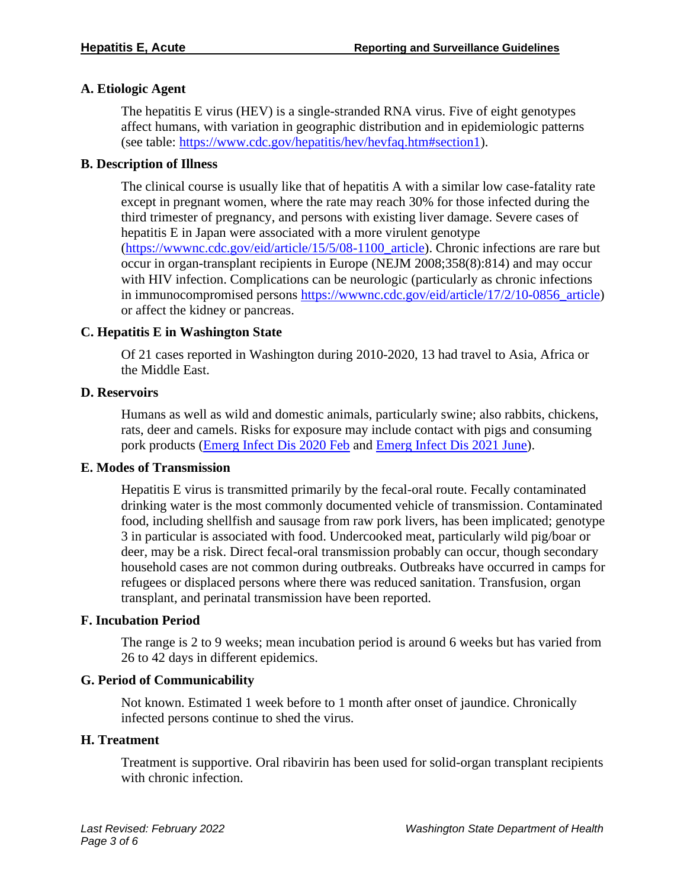### A. Etiologic Agent

The hepatitis E virus (HEV) is a single-stranded RNA virus. Five of eight genotypes affect humans, with variation in geographic distribution and in epidemiologic patterns (see table: https://www.cdc.gov/hepatitis/hev/hevfaq.htm#section1).

### B. Description of Illness

The clinical course is usually like that of hepatitis A with a similar low case-fatality rate except in pregnant women, where the rate may reach 30% for those infected during the third trimester of pregnancy, and persons with existing liver damage. Severe cases of hepatitis E in Japan were associated with a more virulent genotype (https://wwwnc.cdc.gov/eid/article/15/5/08-1100_article). Chronic infections are rare but occur in organ-transplant recipients in Europe (NEJM 2008;358(8):814) and may occur with HIV infection. Complications can be neurologic (particularly as chronic infections in immunocompromised persons https://wwwnc.cdc.gov/eid/article/17/2/10-0856_article) or affect the kidney or pancreas.

### C. Hepatitis E in Washington State

Of 21 cases reported in Washington during 2010-2020, 13 had travel to Asia, Africa or the Middle East.

### D. Reservoirs

Humans as well as wild and domestic animals, particularly swine; also rabbits, chickens, rats, deer and camels. Risks for exposure may include contact with pigs and consuming pork products (Emerg Infect Dis 2020 Feb and Emerg Infect Dis 2021 June).

### E. Modes of Transmission

Hepatitis E virus is transmitted primarily by the fecal-oral route. Fecally contaminated drinking water is the most commonly documented vehicle of transmission. Contaminated food, including shellfish and sausage from raw pork livers, has been implicated; genotype 3 in particular is associated with food. Undercooked meat, particularly wild pig/boar or deer, may be a risk. Direct fecal-oral transmission probably can occur, though secondary household cases are not common during outbreaks. Outbreaks have occurred in camps for refugees or displaced persons where there was reduced sanitation. Transfusion, organ transplant, and perinatal transmission have been reported.

### F. Incubation Period

The range is 2 to 9 weeks; mean incubation period is around 6 weeks but has varied from 26 to 42 days in different epidemics.

### G. Period of Communicability

Not known. Estimated 1 week before to 1 month after onset of jaundice. Chronically infected persons continue to shed the virus.

### H. Treatment

Treatment is supportive. Oral ribavirin has been used for solid-organ transplant recipients with chronic infection.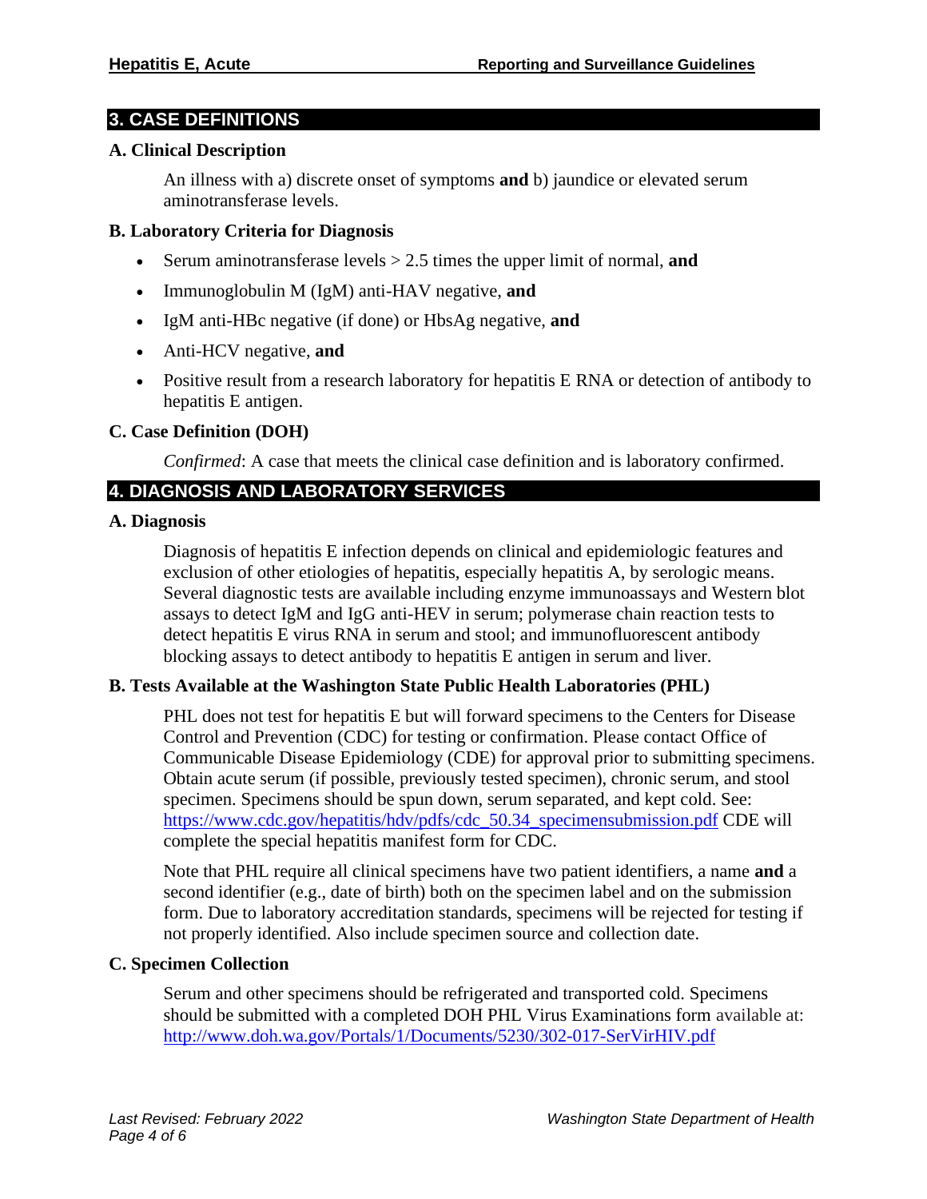## 3. CASE DEFINITIONS

### A. Clinical Description

An illness with a) discrete onset of symptoms **and** b) jaundice or elevated serum aminotransferase levels.

### B. Laboratory Criteria for Diagnosis

- Serum aminotransferase levels > 2.5 times the upper limit of normal, **and**
- Immunoglobulin M (IgM) anti-HAV negative, **and**
- IgM anti-HBc negative (if done) or HbsAg negative, **and**
- Anti-HCV negative, **and**
- Positive result from a research laboratory for hepatitis E RNA or detection of antibody to hepatitis E antigen.

### C. Case Definition (DOH)

*Confirmed*: A case that meets the clinical case definition and is laboratory confirmed.

## 4. DIAGNOSIS AND LABORATORY SERVICES

### A. Diagnosis

Diagnosis of hepatitis E infection depends on clinical and epidemiologic features and exclusion of other etiologies of hepatitis, especially hepatitis A, by serologic means. Several diagnostic tests are available including enzyme immunoassays and Western blot assays to detect IgM and IgG anti-HEV in serum; polymerase chain reaction tests to detect hepatitis E virus RNA in serum and stool; and immunofluorescent antibody blocking assays to detect antibody to hepatitis E antigen in serum and liver.

### B. Tests Available at the Washington State Public Health Laboratories (PHL)

PHL does not test for hepatitis E but will forward specimens to the Centers for Disease Control and Prevention (CDC) for testing or confirmation. Please contact Office of Communicable Disease Epidemiology (CDE) for approval prior to submitting specimens. Obtain acute serum (if possible, previously tested specimen), chronic serum, and stool specimen. Specimens should be spun down, serum separated, and kept cold. See: https://www.cdc.gov/hepatitis/hdv/pdfs/cdc_50.34_specimensubmission.pdf CDE will complete the special hepatitis manifest form for CDC.

Note that PHL require all clinical specimens have two patient identifiers, a name **and** a second identifier (e.g., date of birth) both on the specimen label and on the submission form. Due to laboratory accreditation standards, specimens will be rejected for testing if not properly identified. Also include specimen source and collection date.

### C. Specimen Collection

Serum and other specimens should be refrigerated and transported cold. Specimens should be submitted with a completed DOH PHL Virus Examinations form available at: http://www.doh.wa.gov/Portals/1/Documents/5230/302-017-SerVirHIV.pdf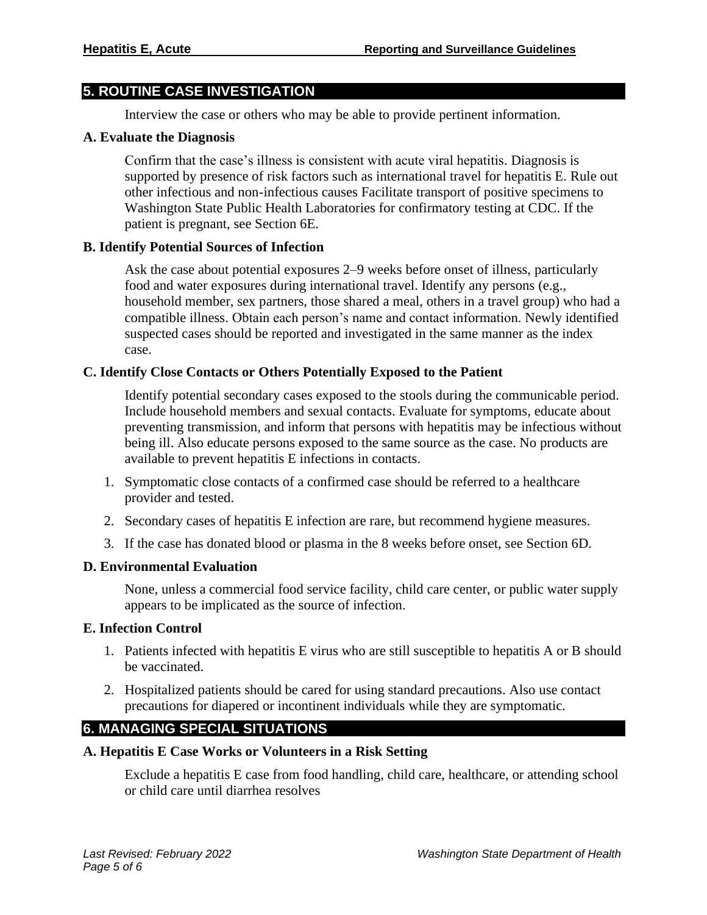## 5. ROUTINE CASE INVESTIGATION

Interview the case or others who may be able to provide pertinent information.

### A. Evaluate the Diagnosis

Confirm that the case's illness is consistent with acute viral hepatitis. Diagnosis is supported by presence of risk factors such as international travel for hepatitis E. Rule out other infectious and non-infectious causes Facilitate transport of positive specimens to Washington State Public Health Laboratories for confirmatory testing at CDC. If the patient is pregnant, see Section 6E.

### B. Identify Potential Sources of Infection

Ask the case about potential exposures 2–9 weeks before onset of illness, particularly food and water exposures during international travel. Identify any persons (e.g., household member, sex partners, those shared a meal, others in a travel group) who had a compatible illness. Obtain each person's name and contact information. Newly identified suspected cases should be reported and investigated in the same manner as the index case.

### C. Identify Close Contacts or Others Potentially Exposed to the Patient

Identify potential secondary cases exposed to the stools during the communicable period. Include household members and sexual contacts. Evaluate for symptoms, educate about preventing transmission, and inform that persons with hepatitis may be infectious without being ill. Also educate persons exposed to the same source as the case. No products are available to prevent hepatitis E infections in contacts.

1. Symptomatic close contacts of a confirmed case should be referred to a healthcare provider and tested.
2. Secondary cases of hepatitis E infection are rare, but recommend hygiene measures.
3. If the case has donated blood or plasma in the 8 weeks before onset, see Section 6D.

### D. Environmental Evaluation

None, unless a commercial food service facility, child care center, or public water supply appears to be implicated as the source of infection.

### E. Infection Control

1. Patients infected with hepatitis E virus who are still susceptible to hepatitis A or B should be vaccinated.
2. Hospitalized patients should be cared for using standard precautions. Also use contact precautions for diapered or incontinent individuals while they are symptomatic.

## 6. MANAGING SPECIAL SITUATIONS

### A. Hepatitis E Case Works or Volunteers in a Risk Setting

Exclude a hepatitis E case from food handling, child care, healthcare, or attending school or child care until diarrhea resolves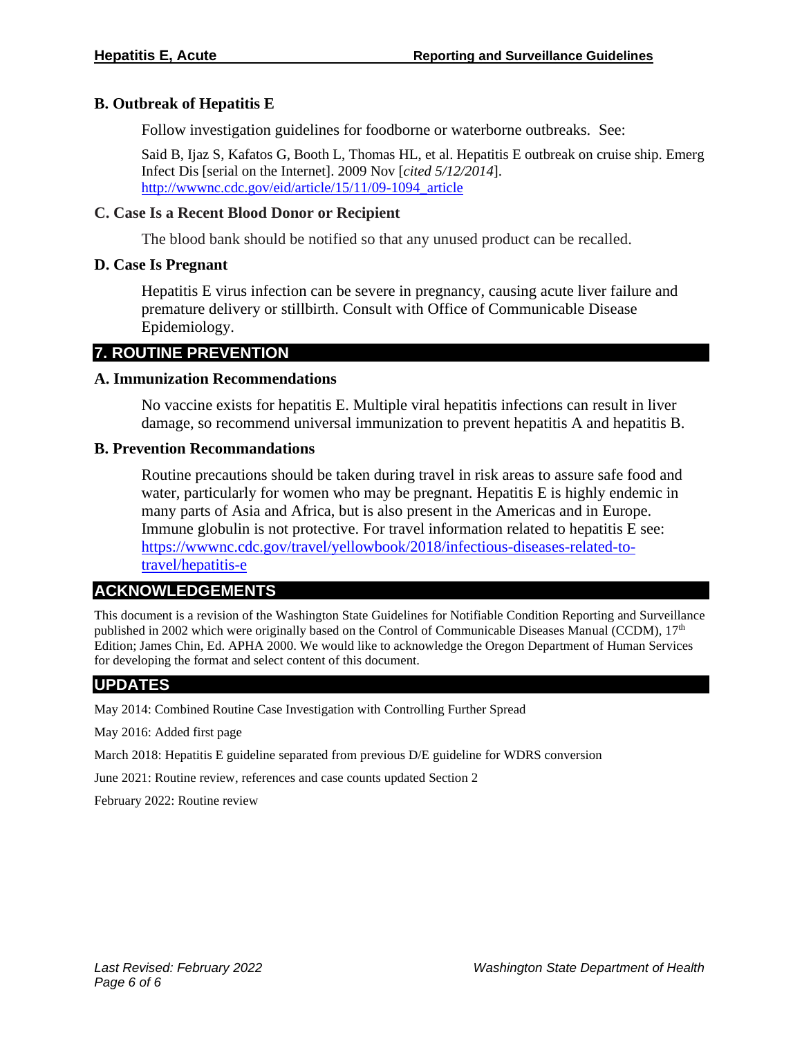### B. Outbreak of Hepatitis E

Follow investigation guidelines for foodborne or waterborne outbreaks. See:

Said B, Ijaz S, Kafatos G, Booth L, Thomas HL, et al. Hepatitis E outbreak on cruise ship. Emerg Infect Dis [serial on the Internet]. 2009 Nov [*cited 5/12/2014*]. http://wwwnc.cdc.gov/eid/article/15/11/09-1094_article

### C. Case Is a Recent Blood Donor or Recipient

The blood bank should be notified so that any unused product can be recalled.

### D. Case Is Pregnant

Hepatitis E virus infection can be severe in pregnancy, causing acute liver failure and premature delivery or stillbirth. Consult with Office of Communicable Disease Epidemiology.

## 7. ROUTINE PREVENTION

### A. Immunization Recommendations

No vaccine exists for hepatitis E. Multiple viral hepatitis infections can result in liver damage, so recommend universal immunization to prevent hepatitis A and hepatitis B.

### B. Prevention Recommandations

Routine precautions should be taken during travel in risk areas to assure safe food and water, particularly for women who may be pregnant. Hepatitis E is highly endemic in many parts of Asia and Africa, but is also present in the Americas and in Europe. Immune globulin is not protective. For travel information related to hepatitis E see: https://wwwnc.cdc.gov/travel/yellowbook/2018/infectious-diseases-related-to-travel/hepatitis-e

## ACKNOWLEDGEMENTS

This document is a revision of the Washington State Guidelines for Notifiable Condition Reporting and Surveillance published in 2002 which were originally based on the Control of Communicable Diseases Manual (CCDM), 17th Edition; James Chin, Ed. APHA 2000. We would like to acknowledge the Oregon Department of Human Services for developing the format and select content of this document.

## UPDATES

May 2014: Combined Routine Case Investigation with Controlling Further Spread

May 2016: Added first page

March 2018: Hepatitis E guideline separated from previous D/E guideline for WDRS conversion

June 2021: Routine review, references and case counts updated Section 2

February 2022: Routine review